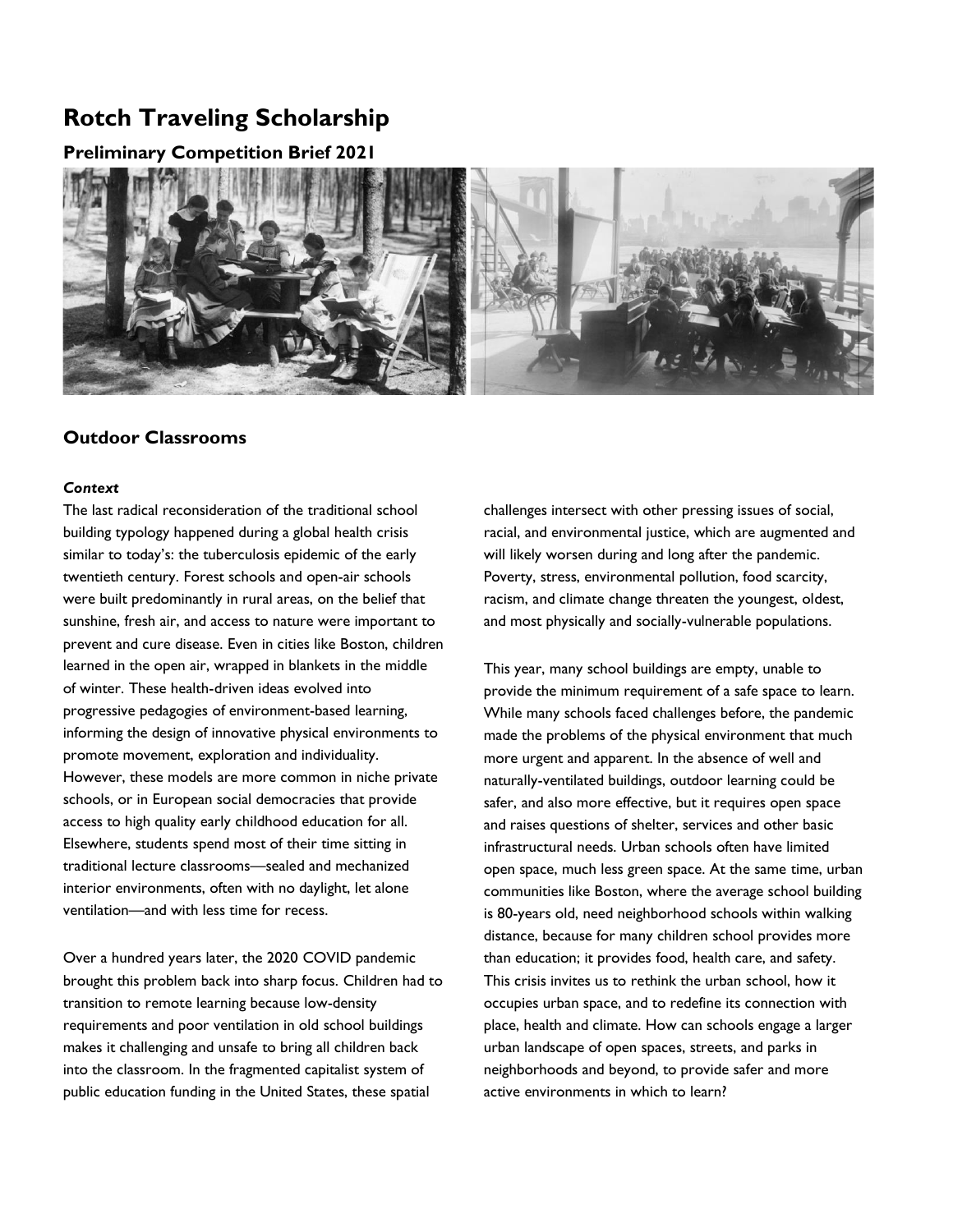# Rotch Traveling Scholarship

## Preliminary Competition Brief 2021

## Outdoor Classrooms

### *Context*

The last radical reconsideration of the traditional school building typology happened during a global health crisis similar to today's: the tuberculosis epidemic of the early twentieth century. Forest schools and open-air schools were built predominantly in rural areas, on the belief that sunshine, fresh air, and access to nature were important to prevent and cure disease. Even in cities like Boston, children learned in the open air, wrapped in blankets in the middle of winter. These health-driven ideas evolved into progressive pedagogies of environment-based learning, informing the design of innovative physical environments to promote movement, exploration and individuality. However, these models are more common in niche private schools, or in European social democracies that provide access to high quality early childhood education for all. Elsewhere, students spend most of their time sitting in traditional lecture classrooms—sealed and mechanized interior environments, often with no daylight, let alone ventilation—and with less time for recess.

Over a hundred years later, the 2020 COVID pandemic brought this problem back into sharp focus. Children had to transition to remote learning because low-density requirements and poor ventilation in old school buildings makes it challenging and unsafe to bring all children back into the classroom. In the fragmented capitalist system of public education funding in the United States, these spatial challenges intersect with other pressing issues of social, racial, and environmental justice, which are augmented and will likely worsen during and long after the pandemic. Poverty, stress, environmental pollution, food scarcity, racism, and climate change threaten the youngest, oldest, and most physically and socially-vulnerable populations.

This year, many school buildings are empty, unable to provide the minimum requirement of a safe space to learn. While many schools faced challenges before, the pandemic made the problems of the physical environment that much more urgent and apparent. In the absence of well and naturally-ventilated buildings, outdoor learning could be safer, and also more effective, but it requires open space and raises questions of shelter, services and other basic infrastructural needs. Urban schools often have limited open space, much less green space. At the same time, urban communities like Boston, where the average school building is 80-years old, need neighborhood schools within walking distance, because for many children school provides more than education; it provides food, health care, and safety. This crisis invites us to rethink the urban school, how it occupies urban space, and to redefine its connection with place, health and climate. How can schools engage a larger urban landscape of open spaces, streets, and parks in neighborhoods and beyond, to provide safer and more active environments in which to learn?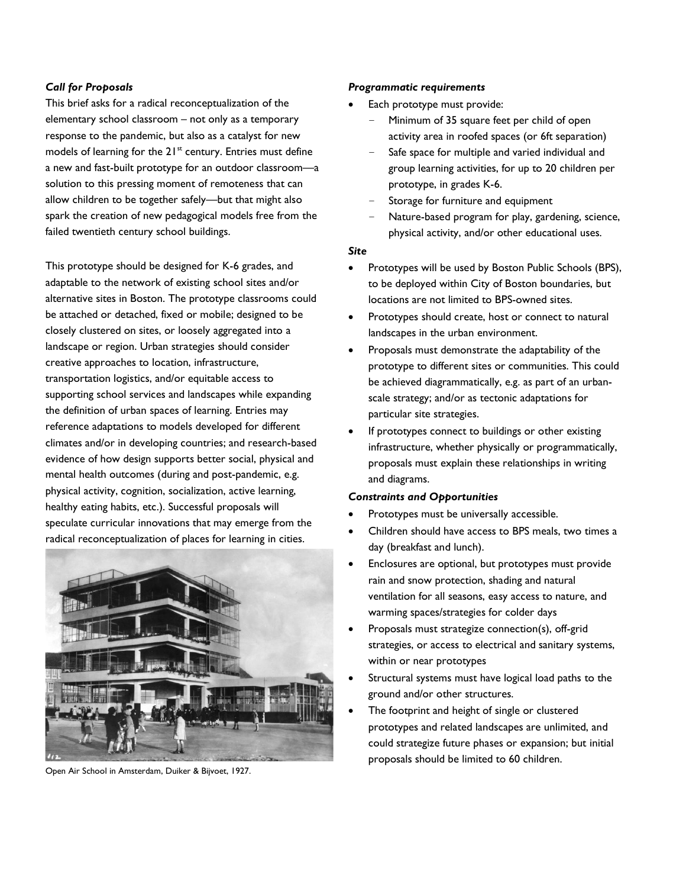### *Call for Proposals*

This brief asks for a radical reconceptualization of the elementary school classroom – not only as a temporary response to the pandemic, but also as a catalyst for new models of learning for the 21st century. Entries must define a new and fast-built prototype for an outdoor classroom—a solution to this pressing moment of remoteness that can allow children to be together safely—but that might also spark the creation of new pedagogical models free from the failed twentieth century school buildings.

This prototype should be designed for K-6 grades, and adaptable to the network of existing school sites and/or alternative sites in Boston. The prototype classrooms could be attached or detached, fixed or mobile; designed to be closely clustered on sites, or loosely aggregated into a landscape or region. Urban strategies should consider creative approaches to location, infrastructure, transportation logistics, and/or equitable access to supporting school services and landscapes while expanding the definition of urban spaces of learning. Entries may reference adaptations to models developed for different climates and/or in developing countries; and research-based evidence of how design supports better social, physical and mental health outcomes (during and post-pandemic, e.g. physical activity, cognition, socialization, active learning, healthy eating habits, etc.). Successful proposals will speculate curricular innovations that may emerge from the radical reconceptualization of places for learning in cities.

Open Air School in Amsterdam, Duiker & Bijvoet, 1927.

### *Programmatic requirements*

- Each prototype must provide:
  - Minimum of 35 square feet per child of open activity area in roofed spaces (or 6ft separation)
  - Safe space for multiple and varied individual and group learning activities, for up to 20 children per prototype, in grades K-6.
  - Storage for furniture and equipment
  - Nature-based program for play, gardening, science, physical activity, and/or other educational uses.

### *Site*

- Prototypes will be used by Boston Public Schools (BPS), to be deployed within City of Boston boundaries, but locations are not limited to BPS-owned sites.
- Prototypes should create, host or connect to natural landscapes in the urban environment.
- Proposals must demonstrate the adaptability of the prototype to different sites or communities. This could be achieved diagrammatically, e.g. as part of an urban-scale strategy; and/or as tectonic adaptations for particular site strategies.
- If prototypes connect to buildings or other existing infrastructure, whether physically or programmatically, proposals must explain these relationships in writing and diagrams.

### *Constraints and Opportunities*

- Prototypes must be universally accessible.
- Children should have access to BPS meals, two times a day (breakfast and lunch).
- Enclosures are optional, but prototypes must provide rain and snow protection, shading and natural ventilation for all seasons, easy access to nature, and warming spaces/strategies for colder days
- Proposals must strategize connection(s), off-grid strategies, or access to electrical and sanitary systems, within or near prototypes
- Structural systems must have logical load paths to the ground and/or other structures.
- The footprint and height of single or clustered prototypes and related landscapes are unlimited, and could strategize future phases or expansion; but initial proposals should be limited to 60 children.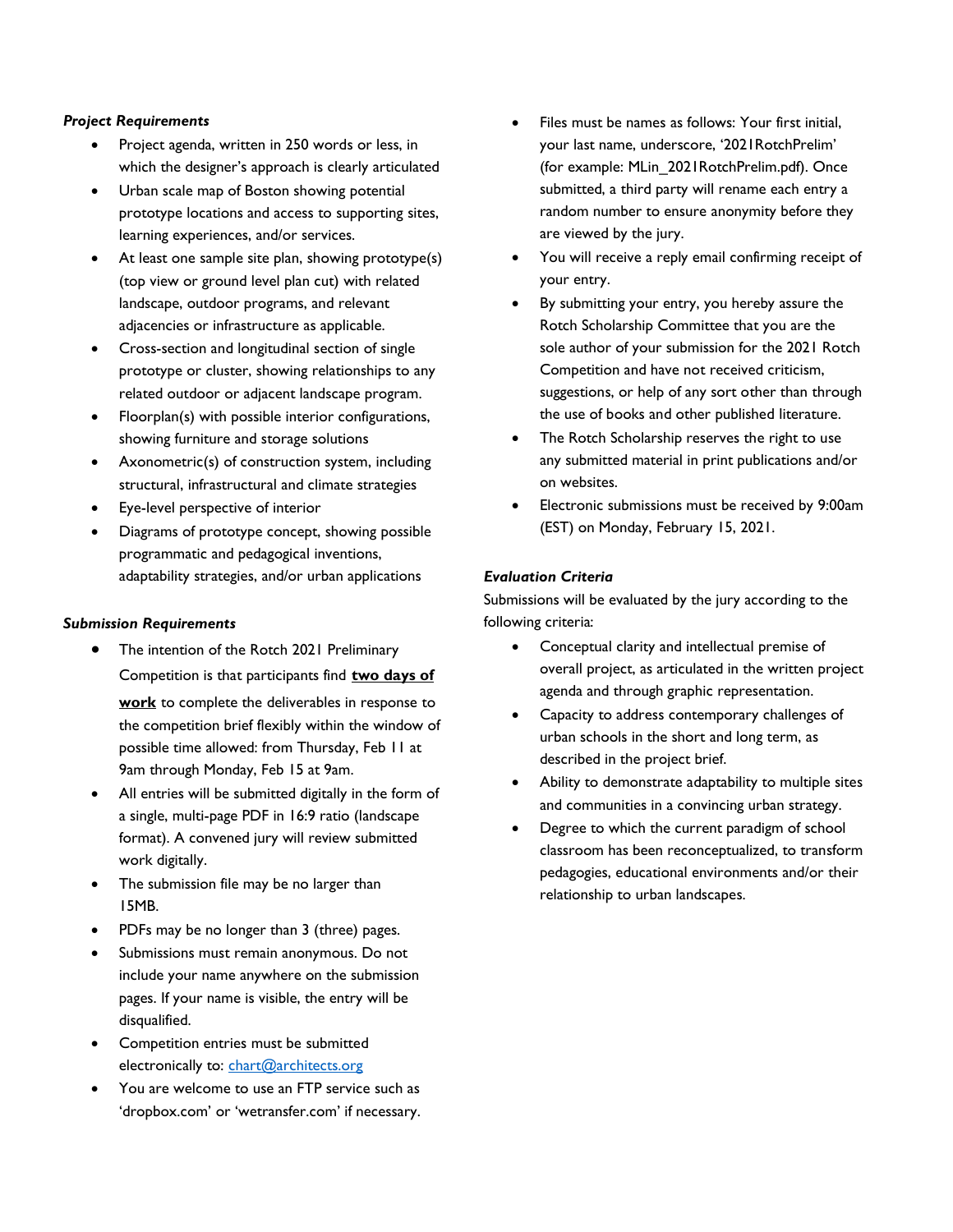### *Project Requirements*

- Project agenda, written in 250 words or less, in which the designer's approach is clearly articulated
- Urban scale map of Boston showing potential prototype locations and access to supporting sites, learning experiences, and/or services.
- At least one sample site plan, showing prototype(s) (top view or ground level plan cut) with related landscape, outdoor programs, and relevant adjacencies or infrastructure as applicable.
- Cross-section and longitudinal section of single prototype or cluster, showing relationships to any related outdoor or adjacent landscape program.
- Floorplan(s) with possible interior configurations, showing furniture and storage solutions
- Axonometric(s) of construction system, including structural, infrastructural and climate strategies
- Eye-level perspective of interior
- Diagrams of prototype concept, showing possible programmatic and pedagogical inventions, adaptability strategies, and/or urban applications

### *Submission Requirements*

- The intention of the Rotch 2021 Preliminary Competition is that participants find **two days of work** to complete the deliverables in response to the competition brief flexibly within the window of possible time allowed: from Thursday, Feb 11 at 9am through Monday, Feb 15 at 9am.
- All entries will be submitted digitally in the form of a single, multi-page PDF in 16:9 ratio (landscape format). A convened jury will review submitted work digitally.
- The submission file may be no larger than 15MB.
- PDFs may be no longer than 3 (three) pages.
- Submissions must remain anonymous. Do not include your name anywhere on the submission pages. If your name is visible, the entry will be disqualified.
- Competition entries must be submitted electronically to: chart@architects.org
- You are welcome to use an FTP service such as 'dropbox.com' or 'wetransfer.com' if necessary.
- Files must be names as follows: Your first initial, your last name, underscore, '2021RotchPrelim' (for example: MLin_2021RotchPrelim.pdf). Once submitted, a third party will rename each entry a random number to ensure anonymity before they are viewed by the jury.
- You will receive a reply email confirming receipt of your entry.
- By submitting your entry, you hereby assure the Rotch Scholarship Committee that you are the sole author of your submission for the 2021 Rotch Competition and have not received criticism, suggestions, or help of any sort other than through the use of books and other published literature.
- The Rotch Scholarship reserves the right to use any submitted material in print publications and/or on websites.
- Electronic submissions must be received by 9:00am (EST) on Monday, February 15, 2021.

### *Evaluation Criteria*

Submissions will be evaluated by the jury according to the following criteria:

- Conceptual clarity and intellectual premise of overall project, as articulated in the written project agenda and through graphic representation.
- Capacity to address contemporary challenges of urban schools in the short and long term, as described in the project brief.
- Ability to demonstrate adaptability to multiple sites and communities in a convincing urban strategy.
- Degree to which the current paradigm of school classroom has been reconceptualized, to transform pedagogies, educational environments and/or their relationship to urban landscapes.